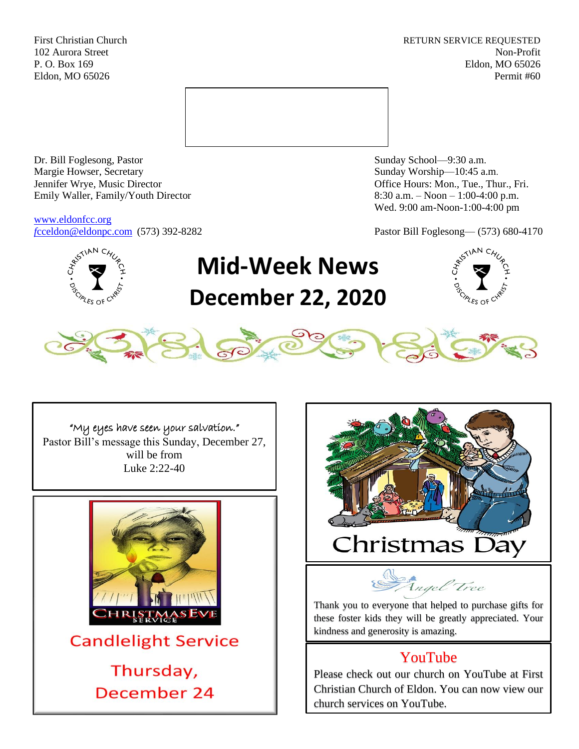First Christian Church
102 Aurora Street
P. O. Box 169
Eldon, MO 65026

RETURN SERVICE REQUESTED
Non-Profit
Eldon, MO 65026
Permit #60

Dr. Bill Foglesong, Pastor
Margie Howser, Secretary
Jennifer Wrye, Music Director
Emily Waller, Family/Youth Director

www.eldonfcc.org
fcceldon@eldonpc.com (573) 392-8282

Sunday School—9:30 a.m.
Sunday Worship—10:45 a.m.
Office Hours: Mon., Tue., Thur., Fri.
8:30 a.m. – Noon – 1:00-4:00 p.m.
Wed. 9:00 am-Noon-1:00-4:00 pm

Pastor Bill Foglesong— (573) 680-4170

# Mid-Week News
# December 22, 2020

"My eyes have seen your salvation."
Pastor Bill's message this Sunday, December 27, will be from
Luke 2:22-40

CHRISTMAS EVE SERVICE

## Candlelight Service

## Thursday, December 24

## Christmas Day

### Angel Tree

Thank you to everyone that helped to purchase gifts for these foster kids they will be greatly appreciated. Your kindness and generosity is amazing.

### YouTube

Please check out our church on YouTube at First Christian Church of Eldon. You can now view our church services on YouTube.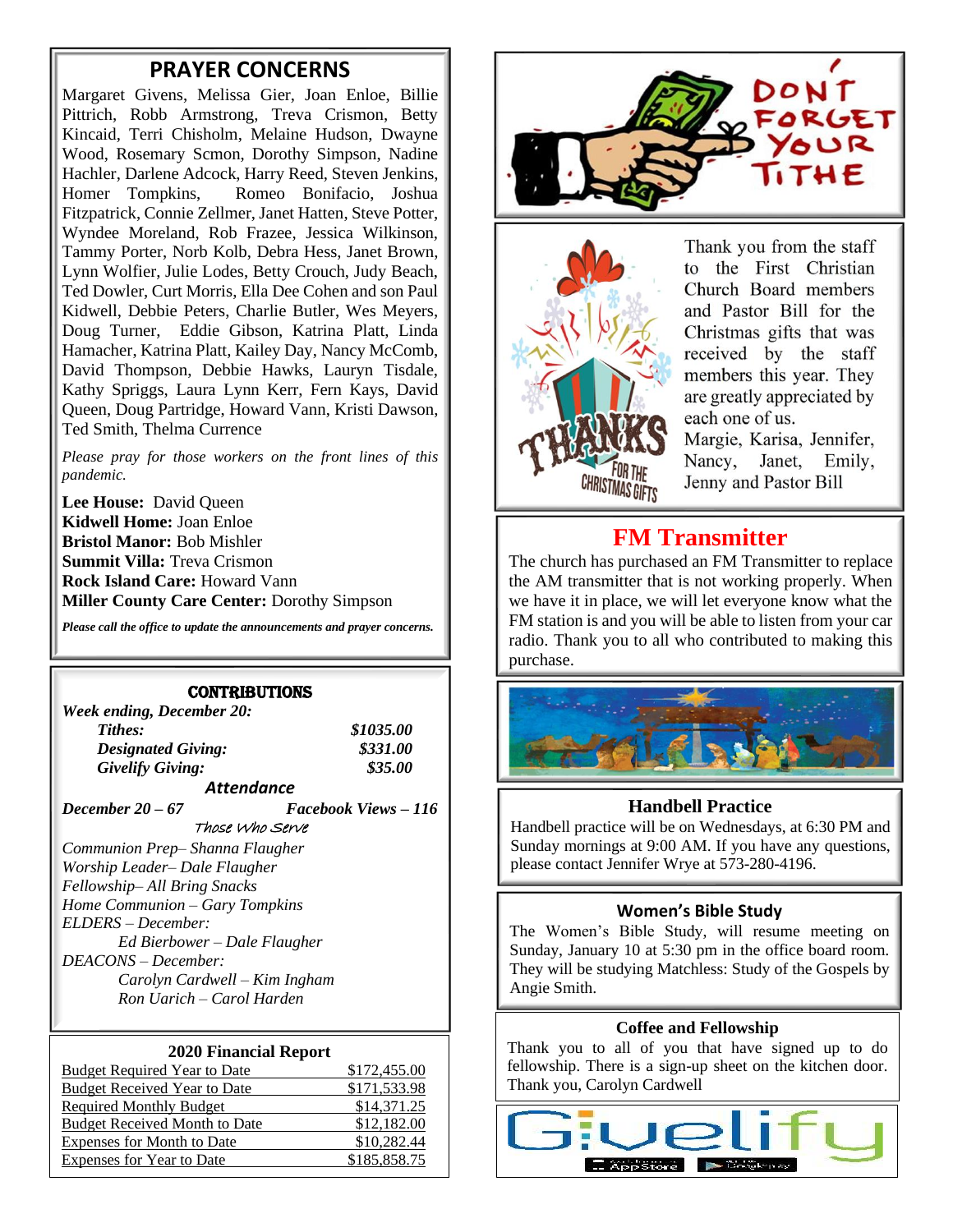## PRAYER CONCERNS

Margaret Givens, Melissa Gier, Joan Enloe, Billie Pittrich, Robb Armstrong, Treva Crismon, Betty Kincaid, Terri Chisholm, Melaine Hudson, Dwayne Wood, Rosemary Scmon, Dorothy Simpson, Nadine Hachler, Darlene Adcock, Harry Reed, Steven Jenkins, Homer Tompkins, Romeo Bonifacio, Joshua Fitzpatrick, Connie Zellmer, Janet Hatten, Steve Potter, Wyndee Moreland, Rob Frazee, Jessica Wilkinson, Tammy Porter, Norb Kolb, Debra Hess, Janet Brown, Lynn Wolfier, Julie Lodes, Betty Crouch, Judy Beach, Ted Dowler, Curt Morris, Ella Dee Cohen and son Paul Kidwell, Debbie Peters, Charlie Butler, Wes Meyers, Doug Turner, Eddie Gibson, Katrina Platt, Linda Hamacher, Katrina Platt, Kailey Day, Nancy McComb, David Thompson, Debbie Hawks, Lauryn Tisdale, Kathy Spriggs, Laura Lynn Kerr, Fern Kays, David Queen, Doug Partridge, Howard Vann, Kristi Dawson, Ted Smith, Thelma Currence

*Please pray for those workers on the front lines of this pandemic.*

**Lee House:** David Queen
**Kidwell Home:** Joan Enloe
**Bristol Manor:** Bob Mishler
**Summit Villa:** Treva Crismon
**Rock Island Care:** Howard Vann
**Miller County Care Center:** Dorothy Simpson

***Please call the office to update the announcements and prayer concerns.***

### CONTRIBUTIONS

***Week ending, December 20:***

| | |
|---|---|
| ***Tithes:*** | ***$1035.00*** |
| ***Designated Giving:*** | ***$331.00*** |
| ***Givelify Giving:*** | ***$35.00*** |

***Attendance***

***December 20 – 67*** ***Facebook Views – 116***

*Those Who Serve*

*Communion Prep– Shanna Flaugher*
*Worship Leader– Dale Flaugher*
*Fellowship– All Bring Snacks*
*Home Communion – Gary Tompkins*
*ELDERS – December:*
*Ed Bierbower – Dale Flaugher*
*DEACONS – December:*
*Carolyn Cardwell – Kim Ingham*
*Ron Uarich – Carol Harden*

### 2020 Financial Report

| | |
|---|---|
| Budget Required Year to Date | $172,455.00 |
| Budget Received Year to Date | $171,533.98 |
| Required Monthly Budget | $14,371.25 |
| Budget Received Month to Date | $12,182.00 |
| Expenses for Month to Date | $10,282.44 |
| Expenses for Year to Date | $185,858.75 |

DON'T FORGET YOUR TITHE

THANKS FOR THE CHRISTMAS GIFTS

Thank you from the staff to the First Christian Church Board members and Pastor Bill for the Christmas gifts that was received by the staff members this year. They are greatly appreciated by each one of us.
Margie, Karisa, Jennifer, Nancy, Janet, Emily, Jenny and Pastor Bill

## FM Transmitter

The church has purchased an FM Transmitter to replace the AM transmitter that is not working properly. When we have it in place, we will let everyone know what the FM station is and you will be able to listen from your car radio. Thank you to all who contributed to making this purchase.

### Handbell Practice

Handbell practice will be on Wednesdays, at 6:30 PM and Sunday mornings at 9:00 AM. If you have any questions, please contact Jennifer Wrye at 573-280-4196.

### Women's Bible Study

The Women's Bible Study, will resume meeting on Sunday, January 10 at 5:30 pm in the office board room. They will be studying Matchless: Study of the Gospels by Angie Smith.

### Coffee and Fellowship

Thank you to all of you that have signed up to do fellowship. There is a sign-up sheet on the kitchen door. Thank you, Carolyn Cardwell

Givelify